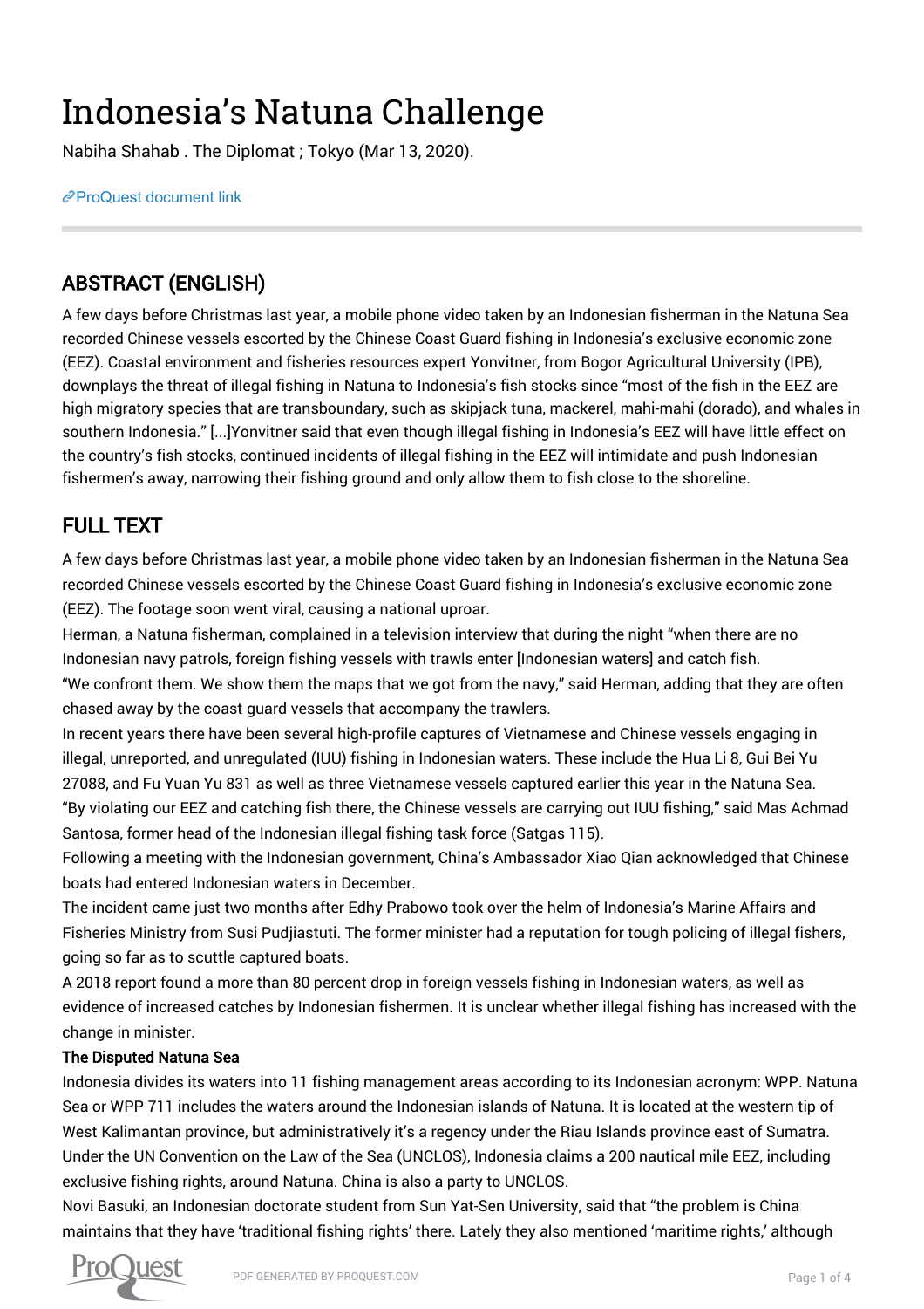# Indonesia's Natuna Challenge

Nabiha Shahab . The Diplomat ; Tokyo (Mar 13, 2020).

ProQuest document link

## ABSTRACT (ENGLISH)

A few days before Christmas last year, a mobile phone video taken by an Indonesian fisherman in the Natuna Sea recorded Chinese vessels escorted by the Chinese Coast Guard fishing in Indonesia's exclusive economic zone (EEZ). Coastal environment and fisheries resources expert Yonvitner, from Bogor Agricultural University (IPB), downplays the threat of illegal fishing in Natuna to Indonesia's fish stocks since "most of the fish in the EEZ are high migratory species that are transboundary, such as skipjack tuna, mackerel, mahi-mahi (dorado), and whales in southern Indonesia." [...]Yonvitner said that even though illegal fishing in Indonesia's EEZ will have little effect on the country's fish stocks, continued incidents of illegal fishing in the EEZ will intimidate and push Indonesian fishermen's away, narrowing their fishing ground and only allow them to fish close to the shoreline.

## FULL TEXT

A few days before Christmas last year, a mobile phone video taken by an Indonesian fisherman in the Natuna Sea recorded Chinese vessels escorted by the Chinese Coast Guard fishing in Indonesia's exclusive economic zone (EEZ). The footage soon went viral, causing a national uproar.

Herman, a Natuna fisherman, complained in a television interview that during the night "when there are no Indonesian navy patrols, foreign fishing vessels with trawls enter [Indonesian waters] and catch fish.

"We confront them. We show them the maps that we got from the navy," said Herman, adding that they are often chased away by the coast guard vessels that accompany the trawlers.

In recent years there have been several high-profile captures of Vietnamese and Chinese vessels engaging in illegal, unreported, and unregulated (IUU) fishing in Indonesian waters. These include the Hua Li 8, Gui Bei Yu 27088, and Fu Yuan Yu 831 as well as three Vietnamese vessels captured earlier this year in the Natuna Sea.

"By violating our EEZ and catching fish there, the Chinese vessels are carrying out IUU fishing," said Mas Achmad Santosa, former head of the Indonesian illegal fishing task force (Satgas 115).

Following a meeting with the Indonesian government, China's Ambassador Xiao Qian acknowledged that Chinese boats had entered Indonesian waters in December.

The incident came just two months after Edhy Prabowo took over the helm of Indonesia's Marine Affairs and Fisheries Ministry from Susi Pudjiastuti. The former minister had a reputation for tough policing of illegal fishers, going so far as to scuttle captured boats.

A 2018 report found a more than 80 percent drop in foreign vessels fishing in Indonesian waters, as well as evidence of increased catches by Indonesian fishermen. It is unclear whether illegal fishing has increased with the change in minister.

**The Disputed Natuna Sea**

Indonesia divides its waters into 11 fishing management areas according to its Indonesian acronym: WPP. Natuna Sea or WPP 711 includes the waters around the Indonesian islands of Natuna. It is located at the western tip of West Kalimantan province, but administratively it's a regency under the Riau Islands province east of Sumatra.

Under the UN Convention on the Law of the Sea (UNCLOS), Indonesia claims a 200 nautical mile EEZ, including exclusive fishing rights, around Natuna. China is also a party to UNCLOS.

Novi Basuki, an Indonesian doctorate student from Sun Yat-Sen University, said that "the problem is China maintains that they have 'traditional fishing rights' there. Lately they also mentioned 'maritime rights,' although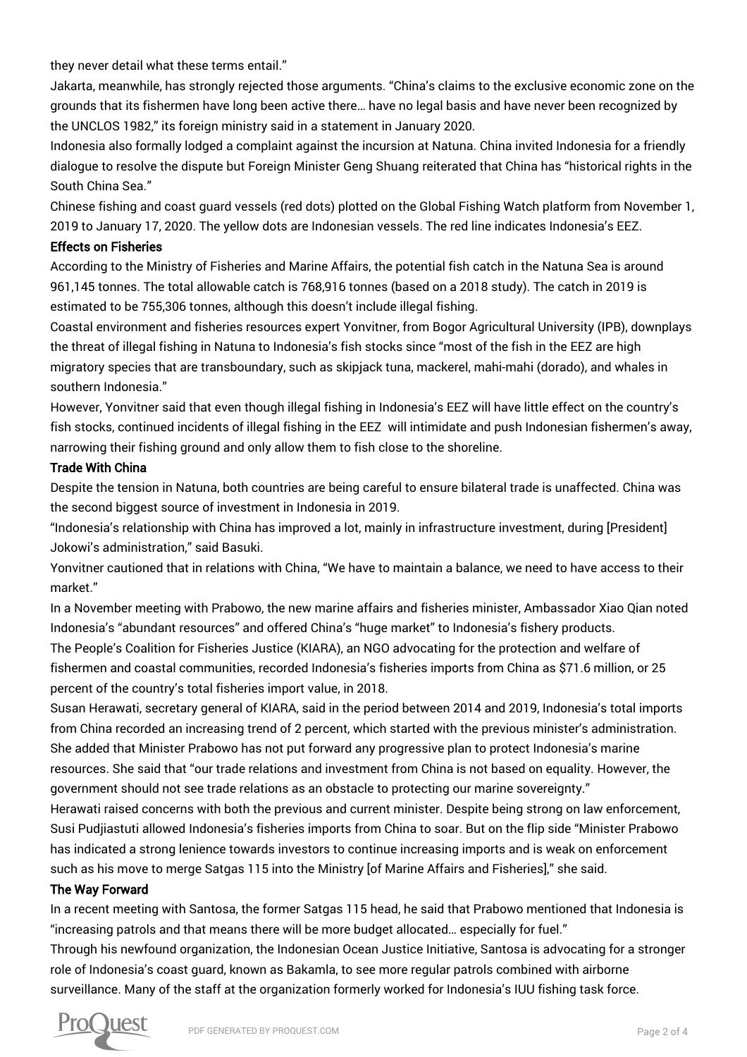they never detail what these terms entail."

Jakarta, meanwhile, has strongly rejected those arguments. "China's claims to the exclusive economic zone on the grounds that its fishermen have long been active there… have no legal basis and have never been recognized by the UNCLOS 1982," its foreign ministry said in a statement in January 2020.

Indonesia also formally lodged a complaint against the incursion at Natuna. China invited Indonesia for a friendly dialogue to resolve the dispute but Foreign Minister Geng Shuang reiterated that China has "historical rights in the South China Sea."

Chinese fishing and coast guard vessels (red dots) plotted on the Global Fishing Watch platform from November 1, 2019 to January 17, 2020. The yellow dots are Indonesian vessels. The red line indicates Indonesia's EEZ.

**Effects on Fisheries**

According to the Ministry of Fisheries and Marine Affairs, the potential fish catch in the Natuna Sea is around 961,145 tonnes. The total allowable catch is 768,916 tonnes (based on a 2018 study). The catch in 2019 is estimated to be 755,306 tonnes, although this doesn't include illegal fishing.

Coastal environment and fisheries resources expert Yonvitner, from Bogor Agricultural University (IPB), downplays the threat of illegal fishing in Natuna to Indonesia's fish stocks since "most of the fish in the EEZ are high migratory species that are transboundary, such as skipjack tuna, mackerel, mahi-mahi (dorado), and whales in southern Indonesia."

However, Yonvitner said that even though illegal fishing in Indonesia's EEZ will have little effect on the country's fish stocks, continued incidents of illegal fishing in the EEZ will intimidate and push Indonesian fishermen's away, narrowing their fishing ground and only allow them to fish close to the shoreline.

**Trade With China**

Despite the tension in Natuna, both countries are being careful to ensure bilateral trade is unaffected. China was the second biggest source of investment in Indonesia in 2019.

"Indonesia's relationship with China has improved a lot, mainly in infrastructure investment, during [President] Jokowi's administration," said Basuki.

Yonvitner cautioned that in relations with China, "We have to maintain a balance, we need to have access to their market."

In a November meeting with Prabowo, the new marine affairs and fisheries minister, Ambassador Xiao Qian noted Indonesia's "abundant resources" and offered China's "huge market" to Indonesia's fishery products.

The People's Coalition for Fisheries Justice (KIARA), an NGO advocating for the protection and welfare of fishermen and coastal communities, recorded Indonesia's fisheries imports from China as $71.6 million, or 25 percent of the country's total fisheries import value, in 2018.

Susan Herawati, secretary general of KIARA, said in the period between 2014 and 2019, Indonesia's total imports from China recorded an increasing trend of 2 percent, which started with the previous minister's administration. She added that Minister Prabowo has not put forward any progressive plan to protect Indonesia's marine resources. She said that "our trade relations and investment from China is not based on equality. However, the government should not see trade relations as an obstacle to protecting our marine sovereignty."

Herawati raised concerns with both the previous and current minister. Despite being strong on law enforcement, Susi Pudjiastuti allowed Indonesia's fisheries imports from China to soar. But on the flip side "Minister Prabowo has indicated a strong lenience towards investors to continue increasing imports and is weak on enforcement such as his move to merge Satgas 115 into the Ministry [of Marine Affairs and Fisheries]," she said.

**The Way Forward**

In a recent meeting with Santosa, the former Satgas 115 head, he said that Prabowo mentioned that Indonesia is "increasing patrols and that means there will be more budget allocated… especially for fuel."

Through his newfound organization, the Indonesian Ocean Justice Initiative, Santosa is advocating for a stronger role of Indonesia's coast guard, known as Bakamla, to see more regular patrols combined with airborne surveillance. Many of the staff at the organization formerly worked for Indonesia's IUU fishing task force.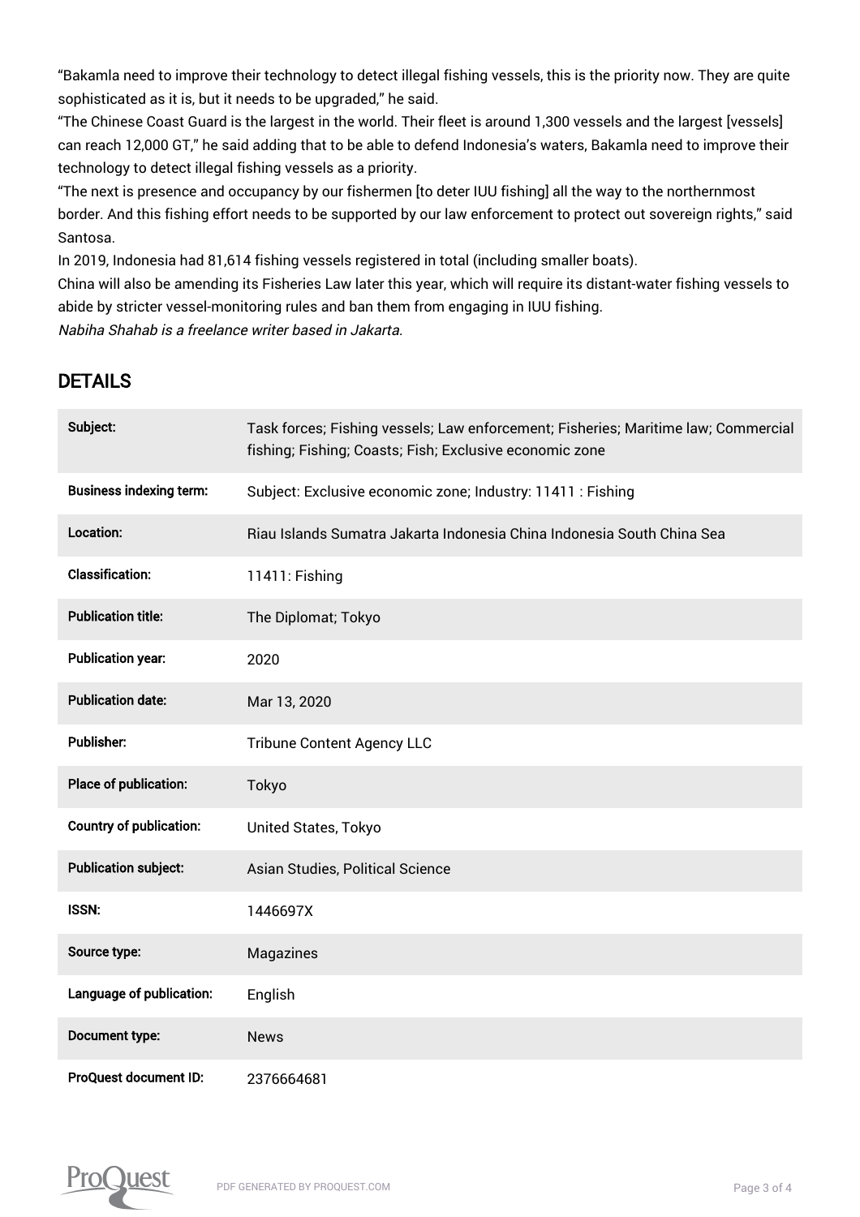"Bakamla need to improve their technology to detect illegal fishing vessels, this is the priority now. They are quite sophisticated as it is, but it needs to be upgraded," he said.

"The Chinese Coast Guard is the largest in the world. Their fleet is around 1,300 vessels and the largest [vessels] can reach 12,000 GT," he said adding that to be able to defend Indonesia's waters, Bakamla need to improve their technology to detect illegal fishing vessels as a priority.

"The next is presence and occupancy by our fishermen [to deter IUU fishing] all the way to the northernmost border. And this fishing effort needs to be supported by our law enforcement to protect out sovereign rights," said Santosa.

In 2019, Indonesia had 81,614 fishing vessels registered in total (including smaller boats).

China will also be amending its Fisheries Law later this year, which will require its distant-water fishing vessels to abide by stricter vessel-monitoring rules and ban them from engaging in IUU fishing.

*Nabiha Shahab is a freelance writer based in Jakarta.*

## DETAILS

| | |
|---|---|
| **Subject:** | Task forces; Fishing vessels; Law enforcement; Fisheries; Maritime law; Commercial fishing; Fishing; Coasts; Fish; Exclusive economic zone |
| **Business indexing term:** | Subject: Exclusive economic zone; Industry: 11411 : Fishing |
| **Location:** | Riau Islands Sumatra Jakarta Indonesia China Indonesia South China Sea |
| **Classification:** | 11411: Fishing |
| **Publication title:** | The Diplomat; Tokyo |
| **Publication year:** | 2020 |
| **Publication date:** | Mar 13, 2020 |
| **Publisher:** | Tribune Content Agency LLC |
| **Place of publication:** | Tokyo |
| **Country of publication:** | United States, Tokyo |
| **Publication subject:** | Asian Studies, Political Science |
| **ISSN:** | 1446697X |
| **Source type:** | Magazines |
| **Language of publication:** | English |
| **Document type:** | News |
| **ProQuest document ID:** | 2376664681 |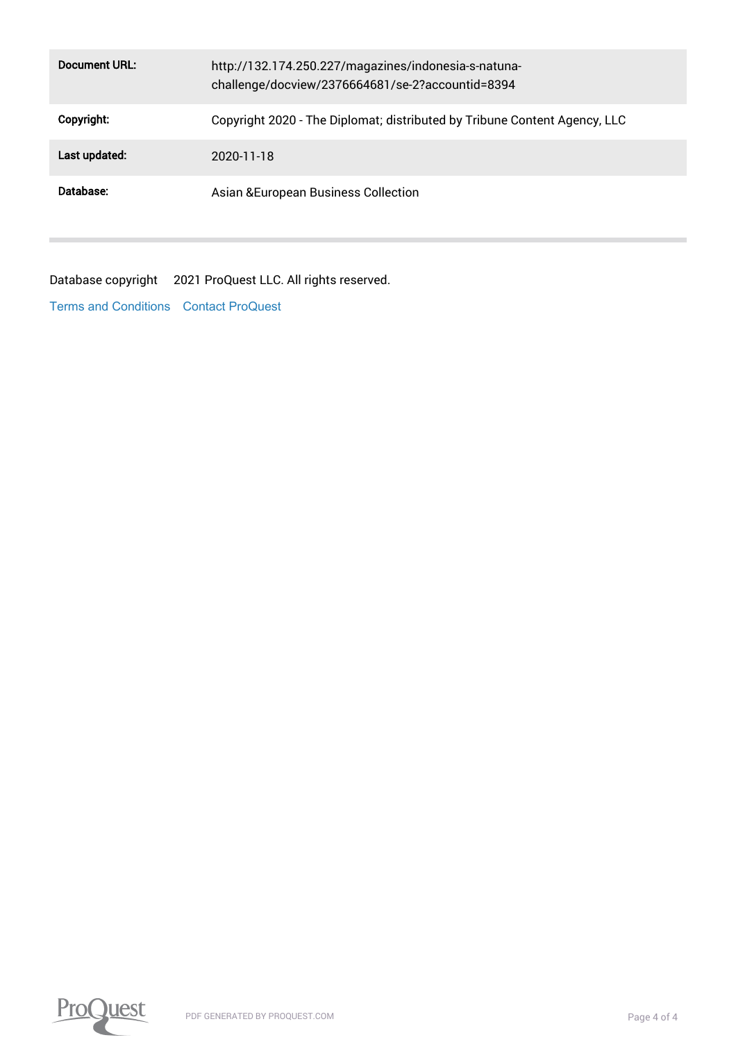| | |
|---|---|
| **Document URL:** | http://132.174.250.227/magazines/indonesia-s-natuna-challenge/docview/2376664681/se-2?accountid=8394 |
| **Copyright:** | Copyright 2020 - The Diplomat; distributed by Tribune Content Agency, LLC |
| **Last updated:** | 2020-11-18 |
| **Database:** | Asian &European Business Collection |

Database copyright    2021 ProQuest LLC. All rights reserved.

Terms and Conditions    Contact ProQuest